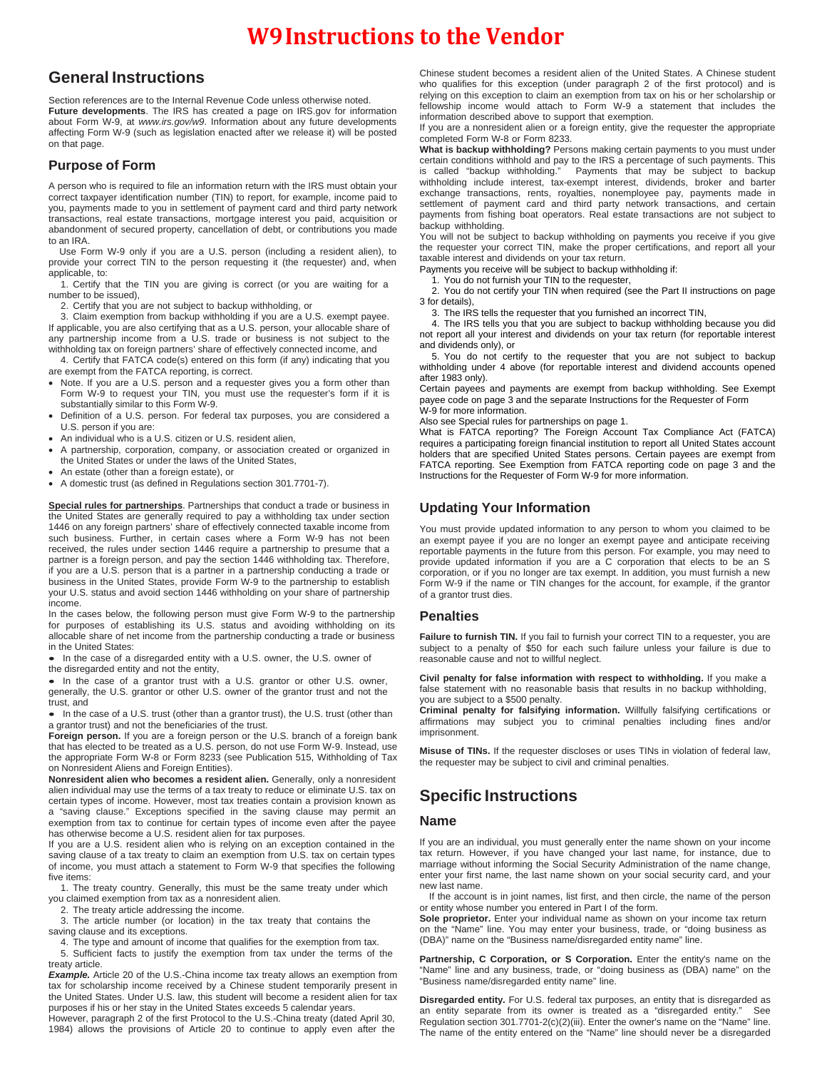# W9 Instructions to the Vendor

## General Instructions

Section references are to the Internal Revenue Code unless otherwise noted.

**Future developments**. The IRS has created a page on IRS.gov for information about Form W-9, at *www.irs.gov/w9*. Information about any future developments affecting Form W-9 (such as legislation enacted after we release it) will be posted on that page.

### Purpose of Form

A person who is required to file an information return with the IRS must obtain your correct taxpayer identification number (TIN) to report, for example, income paid to you, payments made to you in settlement of payment card and third party network transactions, real estate transactions, mortgage interest you paid, acquisition or abandonment of secured property, cancellation of debt, or contributions you made to an IRA.

Use Form W-9 only if you are a U.S. person (including a resident alien), to provide your correct TIN to the person requesting it (the requester) and, when applicable, to:

1. Certify that the TIN you are giving is correct (or you are waiting for a number to be issued),
2. Certify that you are not subject to backup withholding, or
3. Claim exemption from backup withholding if you are a U.S. exempt payee. If applicable, you are also certifying that as a U.S. person, your allocable share of any partnership income from a U.S. trade or business is not subject to the withholding tax on foreign partners' share of effectively connected income, and
4. Certify that FATCA code(s) entered on this form (if any) indicating that you are exempt from the FATCA reporting, is correct.

- Note. If you are a U.S. person and a requester gives you a form other than Form W-9 to request your TIN, you must use the requester's form if it is substantially similar to this Form W-9.
- Definition of a U.S. person. For federal tax purposes, you are considered a U.S. person if you are:
- An individual who is a U.S. citizen or U.S. resident alien,
- A partnership, corporation, company, or association created or organized in the United States or under the laws of the United States,
- An estate (other than a foreign estate), or
- A domestic trust (as defined in Regulations section 301.7701-7).

**Special rules for partnerships**. Partnerships that conduct a trade or business in the United States are generally required to pay a withholding tax under section 1446 on any foreign partners' share of effectively connected taxable income from such business. Further, in certain cases where a Form W-9 has not been received, the rules under section 1446 require a partnership to presume that a partner is a foreign person, and pay the section 1446 withholding tax. Therefore, if you are a U.S. person that is a partner in a partnership conducting a trade or business in the United States, provide Form W-9 to the partnership to establish your U.S. status and avoid section 1446 withholding on your share of partnership income.

In the cases below, the following person must give Form W-9 to the partnership for purposes of establishing its U.S. status and avoiding withholding on its allocable share of net income from the partnership conducting a trade or business in the United States:

- In the case of a disregarded entity with a U.S. owner, the U.S. owner of the disregarded entity and not the entity,
- In the case of a grantor trust with a U.S. grantor or other U.S. owner, generally, the U.S. grantor or other U.S. owner of the grantor trust and not the trust, and
- In the case of a U.S. trust (other than a grantor trust), the U.S. trust (other than a grantor trust) and not the beneficiaries of the trust.

**Foreign person.** If you are a foreign person or the U.S. branch of a foreign bank that has elected to be treated as a U.S. person, do not use Form W-9. Instead, use the appropriate Form W-8 or Form 8233 (see Publication 515, Withholding of Tax on Nonresident Aliens and Foreign Entities).

**Nonresident alien who becomes a resident alien.** Generally, only a nonresident alien individual may use the terms of a tax treaty to reduce or eliminate U.S. tax on certain types of income. However, most tax treaties contain a provision known as a "saving clause." Exceptions specified in the saving clause may permit an exemption from tax to continue for certain types of income even after the payee has otherwise become a U.S. resident alien for tax purposes.

If you are a U.S. resident alien who is relying on an exception contained in the saving clause of a tax treaty to claim an exemption from U.S. tax on certain types of income, you must attach a statement to Form W-9 that specifies the following five items:

1. The treaty country. Generally, this must be the same treaty under which you claimed exemption from tax as a nonresident alien.
2. The treaty article addressing the income.
3. The article number (or location) in the tax treaty that contains the saving clause and its exceptions.
4. The type and amount of income that qualifies for the exemption from tax.
5. Sufficient facts to justify the exemption from tax under the terms of the treaty article.

***Example.*** Article 20 of the U.S.-China income tax treaty allows an exemption from tax for scholarship income received by a Chinese student temporarily present in the United States. Under U.S. law, this student will become a resident alien for tax purposes if his or her stay in the United States exceeds 5 calendar years.

However, paragraph 2 of the first Protocol to the U.S.-China treaty (dated April 30, 1984) allows the provisions of Article 20 to continue to apply even after the Chinese student becomes a resident alien of the United States. A Chinese student who qualifies for this exception (under paragraph 2 of the first protocol) and is relying on this exception to claim an exemption from tax on his or her scholarship or fellowship income would attach to Form W-9 a statement that includes the information described above to support that exemption.

If you are a nonresident alien or a foreign entity, give the requester the appropriate completed Form W-8 or Form 8233.

**What is backup withholding?** Persons making certain payments to you must under certain conditions withhold and pay to the IRS a percentage of such payments. This is called "backup withholding." Payments that may be subject to backup withholding include interest, tax-exempt interest, dividends, broker and barter exchange transactions, rents, royalties, nonemployee pay, payments made in settlement of payment card and third party network transactions, and certain payments from fishing boat operators. Real estate transactions are not subject to backup withholding.

You will not be subject to backup withholding on payments you receive if you give the requester your correct TIN, make the proper certifications, and report all your taxable interest and dividends on your tax return.

Payments you receive will be subject to backup withholding if:

1. You do not furnish your TIN to the requester,
2. You do not certify your TIN when required (see the Part II instructions on page 3 for details),
3. The IRS tells the requester that you furnished an incorrect TIN,
4. The IRS tells you that you are subject to backup withholding because you did not report all your interest and dividends on your tax return (for reportable interest and dividends only), or
5. You do not certify to the requester that you are not subject to backup withholding under 4 above (for reportable interest and dividend accounts opened after 1983 only).

Certain payees and payments are exempt from backup withholding. See Exempt payee code on page 3 and the separate Instructions for the Requester of Form W-9 for more information.

Also see Special rules for partnerships on page 1.

What is FATCA reporting? The Foreign Account Tax Compliance Act (FATCA) requires a participating foreign financial institution to report all United States account holders that are specified United States persons. Certain payees are exempt from FATCA reporting. See Exemption from FATCA reporting code on page 3 and the Instructions for the Requester of Form W-9 for more information.

### Updating Your Information

You must provide updated information to any person to whom you claimed to be an exempt payee if you are no longer an exempt payee and anticipate receiving reportable payments in the future from this person. For example, you may need to provide updated information if you are a C corporation that elects to be an S corporation, or if you no longer are tax exempt. In addition, you must furnish a new Form W-9 if the name or TIN changes for the account, for example, if the grantor of a grantor trust dies.

### Penalties

**Failure to furnish TIN.** If you fail to furnish your correct TIN to a requester, you are subject to a penalty of $50 for each such failure unless your failure is due to reasonable cause and not to willful neglect.

**Civil penalty for false information with respect to withholding.** If you make a false statement with no reasonable basis that results in no backup withholding, you are subject to a $500 penalty.

**Criminal penalty for falsifying information.** Willfully falsifying certifications or affirmations may subject you to criminal penalties including fines and/or imprisonment.

**Misuse of TINs.** If the requester discloses or uses TINs in violation of federal law, the requester may be subject to civil and criminal penalties.

## Specific Instructions

### Name

If you are an individual, you must generally enter the name shown on your income tax return. However, if you have changed your last name, for instance, due to marriage without informing the Social Security Administration of the name change, enter your first name, the last name shown on your social security card, and your new last name.

If the account is in joint names, list first, and then circle, the name of the person or entity whose number you entered in Part I of the form.

**Sole proprietor.** Enter your individual name as shown on your income tax return on the "Name" line. You may enter your business, trade, or "doing business as (DBA)" name on the "Business name/disregarded entity name" line.

**Partnership, C Corporation, or S Corporation.** Enter the entity's name on the "Name" line and any business, trade, or "doing business as (DBA) name" on the "Business name/disregarded entity name" line.

**Disregarded entity.** For U.S. federal tax purposes, an entity that is disregarded as an entity separate from its owner is treated as a "disregarded entity." See Regulation section 301.7701-2(c)(2)(iii). Enter the owner's name on the "Name" line. The name of the entity entered on the "Name" line should never be a disregarded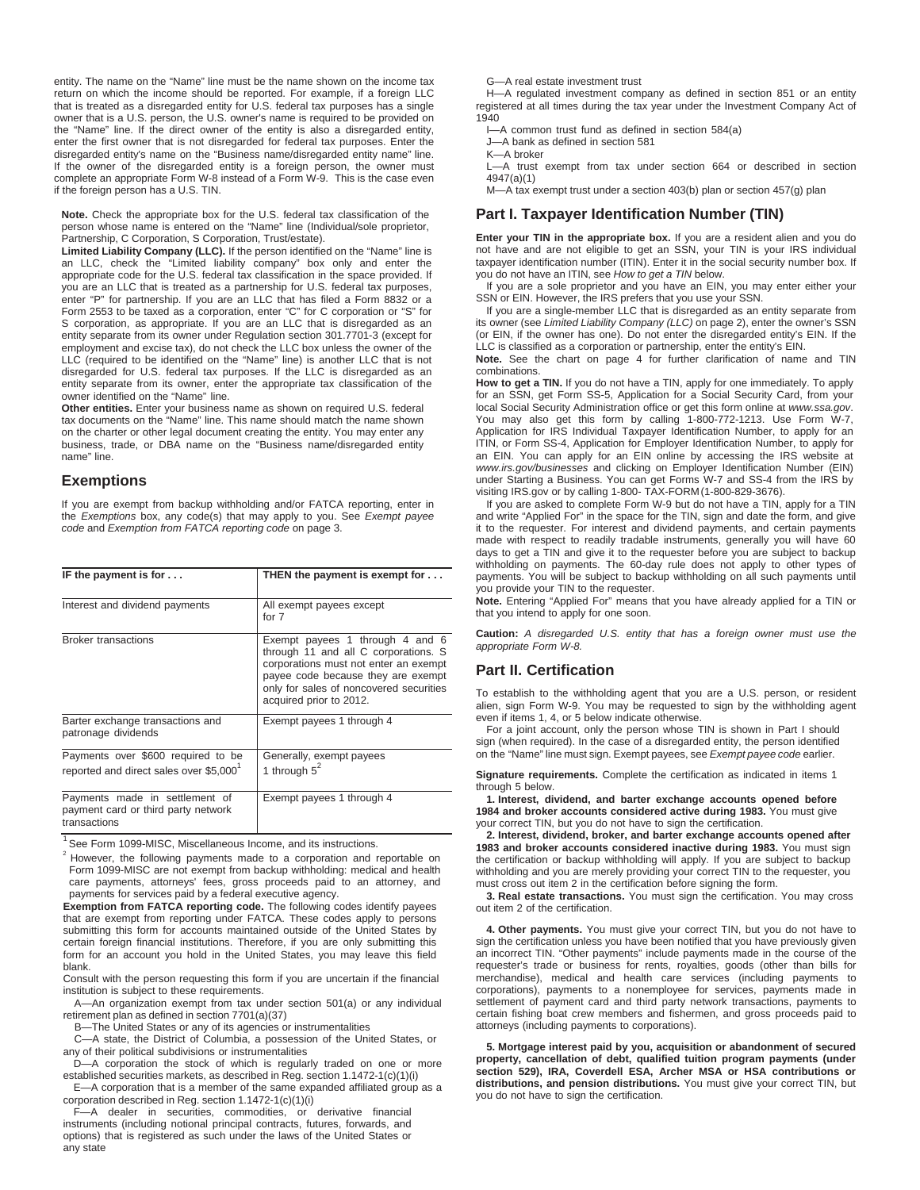entity. The name on the "Name" line must be the name shown on the income tax return on which the income should be reported. For example, if a foreign LLC that is treated as a disregarded entity for U.S. federal tax purposes has a single owner that is a U.S. person, the U.S. owner's name is required to be provided on the "Name" line. If the direct owner of the entity is also a disregarded entity, enter the first owner that is not disregarded for federal tax purposes. Enter the disregarded entity's name on the "Business name/disregarded entity name" line. If the owner of the disregarded entity is a foreign person, the owner must complete an appropriate Form W-8 instead of a Form W-9. This is the case even if the foreign person has a U.S. TIN.

**Note.** Check the appropriate box for the U.S. federal tax classification of the person whose name is entered on the "Name" line (Individual/sole proprietor, Partnership, C Corporation, S Corporation, Trust/estate).

**Limited Liability Company (LLC).** If the person identified on the "Name" line is an LLC, check the "Limited liability company" box only and enter the appropriate code for the U.S. federal tax classification in the space provided. If you are an LLC that is treated as a partnership for U.S. federal tax purposes, enter "P" for partnership. If you are an LLC that has filed a Form 8832 or a Form 2553 to be taxed as a corporation, enter "C" for C corporation or "S" for S corporation, as appropriate. If you are an LLC that is disregarded as an entity separate from its owner under Regulation section 301.7701-3 (except for employment and excise tax), do not check the LLC box unless the owner of the LLC (required to be identified on the "Name" line) is another LLC that is not disregarded for U.S. federal tax purposes. If the LLC is disregarded as an entity separate from its owner, enter the appropriate tax classification of the owner identified on the "Name" line.

**Other entities.** Enter your business name as shown on required U.S. federal tax documents on the "Name" line. This name should match the name shown on the charter or other legal document creating the entity. You may enter any business, trade, or DBA name on the "Business name/disregarded entity name" line.

## Exemptions

If you are exempt from backup withholding and/or FATCA reporting, enter in the *Exemptions* box, any code(s) that may apply to you. See *Exempt payee code* and *Exemption from FATCA reporting code* on page 3.

| IF the payment is for . . . | THEN the payment is exempt for . . . |
|---|---|
| Interest and dividend payments | All exempt payees except for 7 |
| Broker transactions | Exempt payees 1 through 4 and 6 through 11 and all C corporations. S corporations must not enter an exempt payee code because they are exempt only for sales of noncovered securities acquired prior to 2012. |
| Barter exchange transactions and patronage dividends | Exempt payees 1 through 4 |
| Payments over $600 required to be reported and direct sales over $5,000[1] | Generally, exempt payees 1 through 5[2] |
| Payments made in settlement of payment card or third party network transactions | Exempt payees 1 through 4 |

[1] See Form 1099-MISC, Miscellaneous Income, and its instructions.

[2] However, the following payments made to a corporation and reportable on Form 1099-MISC are not exempt from backup withholding: medical and health care payments, attorneys' fees, gross proceeds paid to an attorney, and payments for services paid by a federal executive agency.

**Exemption from FATCA reporting code.** The following codes identify payees that are exempt from reporting under FATCA. These codes apply to persons submitting this form for accounts maintained outside of the United States by certain foreign financial institutions. Therefore, if you are only submitting this form for an account you hold in the United States, you may leave this field blank.

Consult with the person requesting this form if you are uncertain if the financial institution is subject to these requirements.

A—An organization exempt from tax under section 501(a) or any individual retirement plan as defined in section 7701(a)(37)

B—The United States or any of its agencies or instrumentalities

C—A state, the District of Columbia, a possession of the United States, or any of their political subdivisions or instrumentalities

D—A corporation the stock of which is regularly traded on one or more established securities markets, as described in Reg. section 1.1472-1(c)(1)(i)

E—A corporation that is a member of the same expanded affiliated group as a corporation described in Reg. section 1.1472-1(c)(1)(i)

F—A dealer in securities, commodities, or derivative financial instruments (including notional principal contracts, futures, forwards, and options) that is registered as such under the laws of the United States or any state

G—A real estate investment trust

H—A regulated investment company as defined in section 851 or an entity registered at all times during the tax year under the Investment Company Act of 1940

I—A common trust fund as defined in section 584(a)

J—A bank as defined in section 581

K—A broker

L—A trust exempt from tax under section 664 or described in section 4947(a)(1)

M—A tax exempt trust under a section 403(b) plan or section 457(g) plan

## Part I. Taxpayer Identification Number (TIN)

**Enter your TIN in the appropriate box.** If you are a resident alien and you do not have and are not eligible to get an SSN, your TIN is your IRS individual taxpayer identification number (ITIN). Enter it in the social security number box. If you do not have an ITIN, see *How to get a TIN* below.

If you are a sole proprietor and you have an EIN, you may enter either your SSN or EIN. However, the IRS prefers that you use your SSN.

If you are a single-member LLC that is disregarded as an entity separate from its owner (see *Limited Liability Company (LLC)* on page 2), enter the owner's SSN (or EIN, if the owner has one). Do not enter the disregarded entity's EIN. If the LLC is classified as a corporation or partnership, enter the entity's EIN.

**Note.** See the chart on page 4 for further clarification of name and TIN combinations.

**How to get a TIN.** If you do not have a TIN, apply for one immediately. To apply for an SSN, get Form SS-5, Application for a Social Security Card, from your local Social Security Administration office or get this form online at *www.ssa.gov*. You may also get this form by calling 1-800-772-1213. Use Form W-7, Application for IRS Individual Taxpayer Identification Number, to apply for an ITIN, or Form SS-4, Application for Employer Identification Number, to apply for an EIN. You can apply for an EIN online by accessing the IRS website at *www.irs.gov/businesses* and clicking on Employer Identification Number (EIN) under Starting a Business. You can get Forms W-7 and SS-4 from the IRS by visiting IRS.gov or by calling 1-800- TAX-FORM (1-800-829-3676).

If you are asked to complete Form W-9 but do not have a TIN, apply for a TIN and write "Applied For" in the space for the TIN, sign and date the form, and give it to the requester. For interest and dividend payments, and certain payments made with respect to readily tradable instruments, generally you will have 60 days to get a TIN and give it to the requester before you are subject to backup withholding on payments. The 60-day rule does not apply to other types of payments. You will be subject to backup withholding on all such payments until you provide your TIN to the requester.

**Note.** Entering "Applied For" means that you have already applied for a TIN or that you intend to apply for one soon.

**Caution:** *A disregarded U.S. entity that has a foreign owner must use the appropriate Form W-8.*

## Part II. Certification

To establish to the withholding agent that you are a U.S. person, or resident alien, sign Form W-9. You may be requested to sign by the withholding agent even if items 1, 4, or 5 below indicate otherwise.

For a joint account, only the person whose TIN is shown in Part I should sign (when required). In the case of a disregarded entity, the person identified on the "Name" line must sign. Exempt payees, see *Exempt payee code* earlier.

**Signature requirements.** Complete the certification as indicated in items 1 through 5 below.

**1. Interest, dividend, and barter exchange accounts opened before 1984 and broker accounts considered active during 1983.** You must give your correct TIN, but you do not have to sign the certification.

**2. Interest, dividend, broker, and barter exchange accounts opened after 1983 and broker accounts considered inactive during 1983.** You must sign the certification or backup withholding will apply. If you are subject to backup withholding and you are merely providing your correct TIN to the requester, you must cross out item 2 in the certification before signing the form.

**3. Real estate transactions.** You must sign the certification. You may cross out item 2 of the certification.

**4. Other payments.** You must give your correct TIN, but you do not have to sign the certification unless you have been notified that you have previously given an incorrect TIN. "Other payments" include payments made in the course of the requester's trade or business for rents, royalties, goods (other than bills for merchandise), medical and health care services (including payments to corporations), payments to a nonemployee for services, payments made in settlement of payment card and third party network transactions, payments to certain fishing boat crew members and fishermen, and gross proceeds paid to attorneys (including payments to corporations).

**5. Mortgage interest paid by you, acquisition or abandonment of secured property, cancellation of debt, qualified tuition program payments (under section 529), IRA, Coverdell ESA, Archer MSA or HSA contributions or distributions, and pension distributions.** You must give your correct TIN, but you do not have to sign the certification.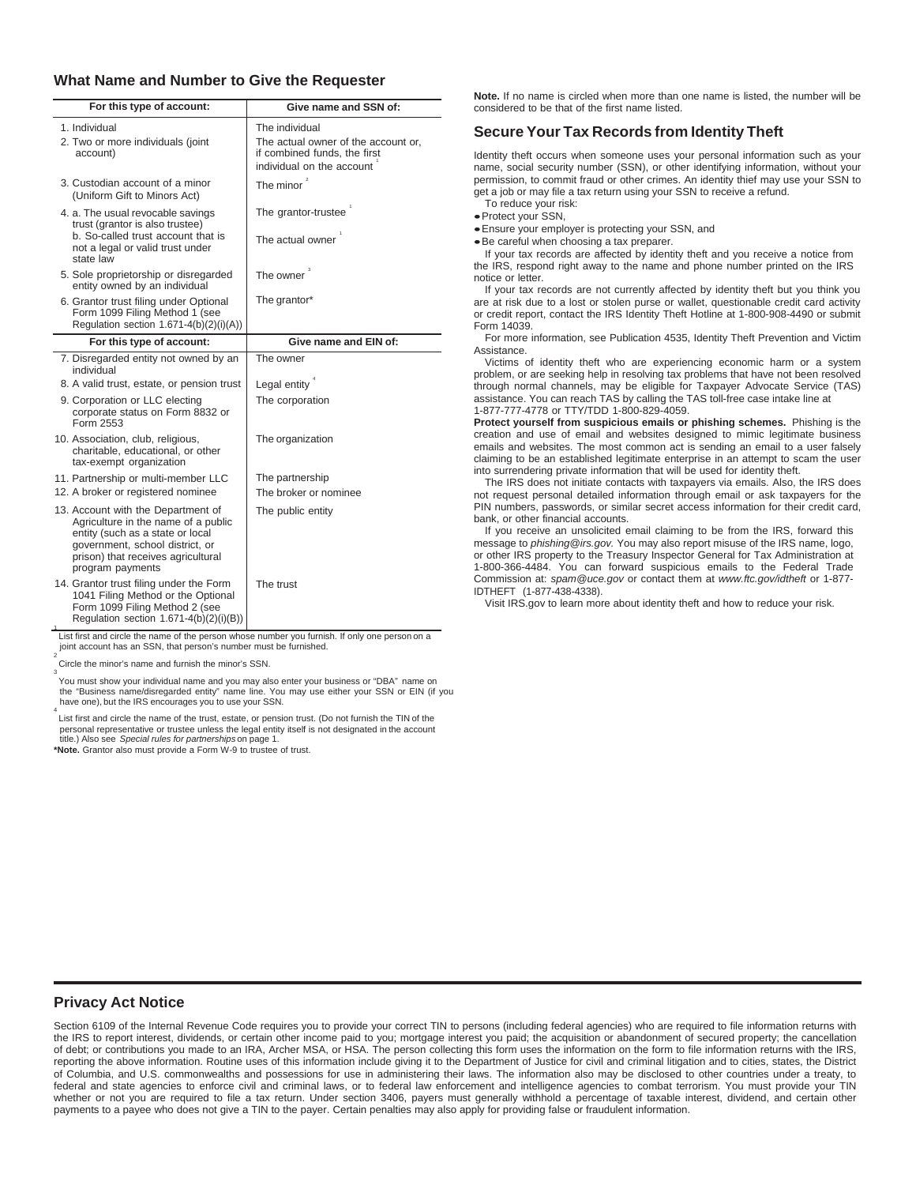## What Name and Number to Give the Requester

| For this type of account: | Give name and SSN of: |
|---|---|
| 1. Individual | The individual |
| 2. Two or more individuals (joint account) | The actual owner of the account or, if combined funds, the first individual on the account [1] |
| 3. Custodian account of a minor (Uniform Gift to Minors Act) | The minor [2] |
| 4. a. The usual revocable savings trust (grantor is also trustee) | The grantor-trustee [1] |
| b. So-called trust account that is not a legal or valid trust under state law | The actual owner [1] |
| 5. Sole proprietorship or disregarded entity owned by an individual | The owner [3] |
| 6. Grantor trust filing under Optional Form 1099 Filing Method 1 (see Regulation section 1.671-4(b)(2)(i)(A)) | The grantor* |
| **For this type of account:** | **Give name and EIN of:** |
| 7. Disregarded entity not owned by an individual | The owner |
| 8. A valid trust, estate, or pension trust | Legal entity [4] |
| 9. Corporation or LLC electing corporate status on Form 8832 or Form 2553 | The corporation |
| 10. Association, club, religious, charitable, educational, or other tax-exempt organization | The organization |
| 11. Partnership or multi-member LLC | The partnership |
| 12. A broker or registered nominee | The broker or nominee |
| 13. Account with the Department of Agriculture in the name of a public entity (such as a state or local government, school district, or prison) that receives agricultural program payments | The public entity |
| 14. Grantor trust filing under the Form 1041 Filing Method or the Optional Form 1099 Filing Method 2 (see Regulation section 1.671-4(b)(2)(i)(B)) | The trust |

[1] List first and circle the name of the person whose number you furnish. If only one person on a joint account has an SSN, that person's number must be furnished.

[2] Circle the minor's name and furnish the minor's SSN.

[3] You must show your individual name and you may also enter your business or "DBA" name on the "Business name/disregarded entity" name line. You may use either your SSN or EIN (if you have one), but the IRS encourages you to use your SSN.

[4] List first and circle the name of the trust, estate, or pension trust. (Do not furnish the TIN of the personal representative or trustee unless the legal entity itself is not designated in the account title.) Also see *Special rules for partnerships* on page 1.

***Note.** Grantor also must provide a Form W-9 to trustee of trust.

**Note.** If no name is circled when more than one name is listed, the number will be considered to be that of the first name listed.

## Secure Your Tax Records from Identity Theft

Identity theft occurs when someone uses your personal information such as your name, social security number (SSN), or other identifying information, without your permission, to commit fraud or other crimes. An identity thief may use your SSN to get a job or may file a tax return using your SSN to receive a refund.

To reduce your risk:

- Protect your SSN,
- Ensure your employer is protecting your SSN, and
- Be careful when choosing a tax preparer.

If your tax records are affected by identity theft and you receive a notice from the IRS, respond right away to the name and phone number printed on the IRS notice or letter.

If your tax records are not currently affected by identity theft but you think you are at risk due to a lost or stolen purse or wallet, questionable credit card activity or credit report, contact the IRS Identity Theft Hotline at 1-800-908-4490 or submit Form 14039.

For more information, see Publication 4535, Identity Theft Prevention and Victim Assistance.

Victims of identity theft who are experiencing economic harm or a system problem, or are seeking help in resolving tax problems that have not been resolved through normal channels, may be eligible for Taxpayer Advocate Service (TAS) assistance. You can reach TAS by calling the TAS toll-free case intake line at 1-877-777-4778 or TTY/TDD 1-800-829-4059.

**Protect yourself from suspicious emails or phishing schemes.** Phishing is the creation and use of email and websites designed to mimic legitimate business emails and websites. The most common act is sending an email to a user falsely claiming to be an established legitimate enterprise in an attempt to scam the user into surrendering private information that will be used for identity theft.

The IRS does not initiate contacts with taxpayers via emails. Also, the IRS does not request personal detailed information through email or ask taxpayers for the PIN numbers, passwords, or similar secret access information for their credit card, bank, or other financial accounts.

If you receive an unsolicited email claiming to be from the IRS, forward this message to *phishing@irs.gov*. You may also report misuse of the IRS name, logo, or other IRS property to the Treasury Inspector General for Tax Administration at 1-800-366-4484. You can forward suspicious emails to the Federal Trade Commission at: *spam@uce.gov* or contact them at *www.ftc.gov/idtheft* or 1-877-IDTHEFT (1-877-438-4338).

Visit IRS.gov to learn more about identity theft and how to reduce your risk.

## Privacy Act Notice

Section 6109 of the Internal Revenue Code requires you to provide your correct TIN to persons (including federal agencies) who are required to file information returns with the IRS to report interest, dividends, or certain other income paid to you; mortgage interest you paid; the acquisition or abandonment of secured property; the cancellation of debt; or contributions you made to an IRA, Archer MSA, or HSA. The person collecting this form uses the information on the form to file information returns with the IRS, reporting the above information. Routine uses of this information include giving it to the Department of Justice for civil and criminal litigation and to cities, states, the District of Columbia, and U.S. commonwealths and possessions for use in administering their laws. The information also may be disclosed to other countries under a treaty, to federal and state agencies to enforce civil and criminal laws, or to federal law enforcement and intelligence agencies to combat terrorism. You must provide your TIN whether or not you are required to file a tax return. Under section 3406, payers must generally withhold a percentage of taxable interest, dividend, and certain other payments to a payee who does not give a TIN to the payer. Certain penalties may also apply for providing false or fraudulent information.